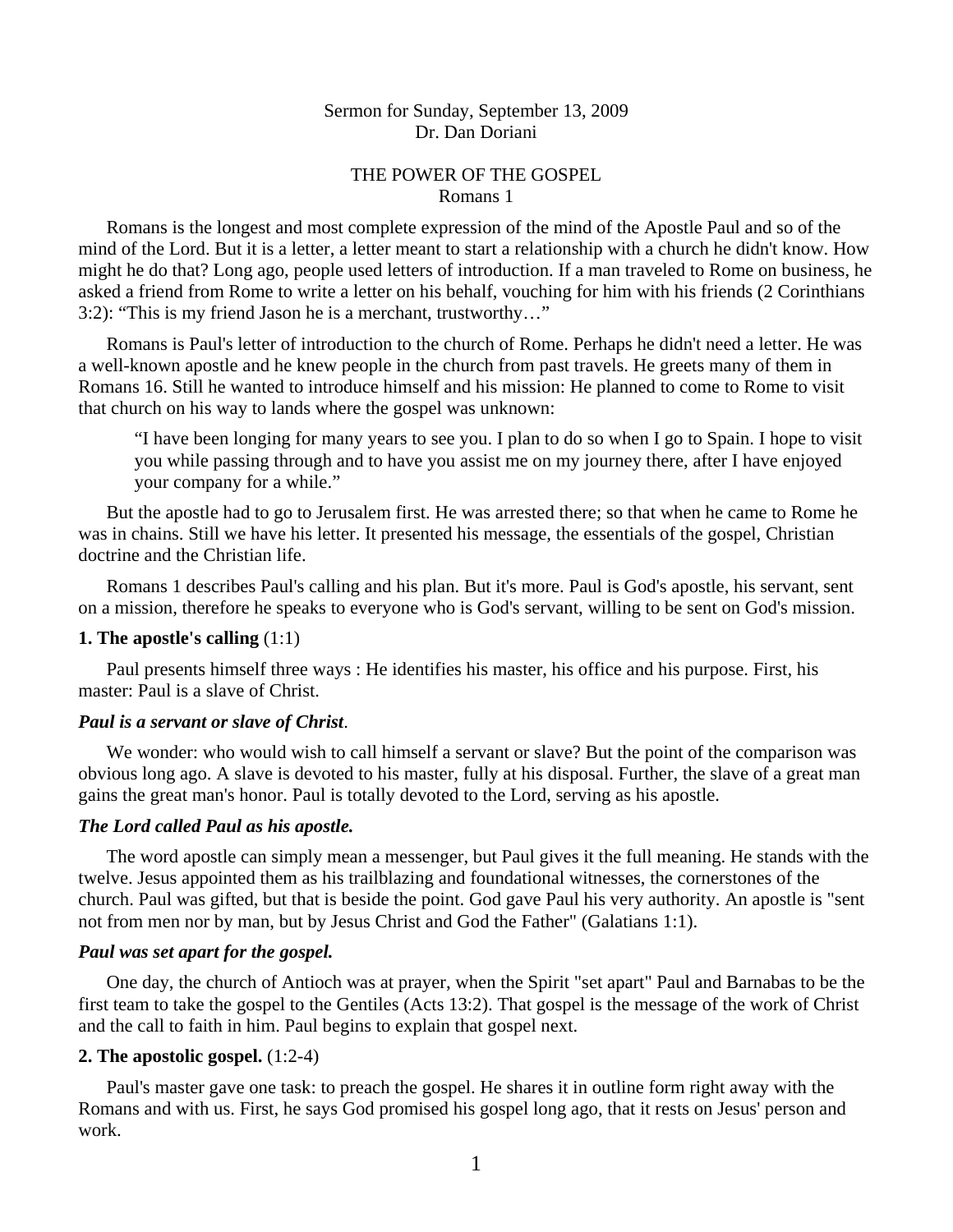Sermon for Sunday, September 13, 2009
Dr. Dan Doriani

# THE POWER OF THE GOSPEL
## Romans 1

Romans is the longest and most complete expression of the mind of the Apostle Paul and so of the mind of the Lord. But it is a letter, a letter meant to start a relationship with a church he didn't know. How might he do that? Long ago, people used letters of introduction. If a man traveled to Rome on business, he asked a friend from Rome to write a letter on his behalf, vouching for him with his friends (2 Corinthians 3:2): "This is my friend Jason he is a merchant, trustworthy…"

Romans is Paul's letter of introduction to the church of Rome. Perhaps he didn't need a letter. He was a well-known apostle and he knew people in the church from past travels. He greets many of them in Romans 16. Still he wanted to introduce himself and his mission: He planned to come to Rome to visit that church on his way to lands where the gospel was unknown:

> "I have been longing for many years to see you. I plan to do so when I go to Spain. I hope to visit you while passing through and to have you assist me on my journey there, after I have enjoyed your company for a while."

But the apostle had to go to Jerusalem first. He was arrested there; so that when he came to Rome he was in chains. Still we have his letter. It presented his message, the essentials of the gospel, Christian doctrine and the Christian life.

Romans 1 describes Paul's calling and his plan. But it's more. Paul is God's apostle, his servant, sent on a mission, therefore he speaks to everyone who is God's servant, willing to be sent on God's mission.

### 1. The apostle's calling (1:1)

Paul presents himself three ways : He identifies his master, his office and his purpose. First, his master: Paul is a slave of Christ.

***Paul is a servant or slave of Christ*.**

We wonder: who would wish to call himself a servant or slave? But the point of the comparison was obvious long ago. A slave is devoted to his master, fully at his disposal. Further, the slave of a great man gains the great man's honor. Paul is totally devoted to the Lord, serving as his apostle.

***The Lord called Paul as his apostle.***

The word apostle can simply mean a messenger, but Paul gives it the full meaning. He stands with the twelve. Jesus appointed them as his trailblazing and foundational witnesses, the cornerstones of the church. Paul was gifted, but that is beside the point. God gave Paul his very authority. An apostle is "sent not from men nor by man, but by Jesus Christ and God the Father" (Galatians 1:1).

***Paul was set apart for the gospel.***

One day, the church of Antioch was at prayer, when the Spirit "set apart" Paul and Barnabas to be the first team to take the gospel to the Gentiles (Acts 13:2). That gospel is the message of the work of Christ and the call to faith in him. Paul begins to explain that gospel next.

### 2. The apostolic gospel. (1:2-4)

Paul's master gave one task: to preach the gospel. He shares it in outline form right away with the Romans and with us. First, he says God promised his gospel long ago, that it rests on Jesus' person and work.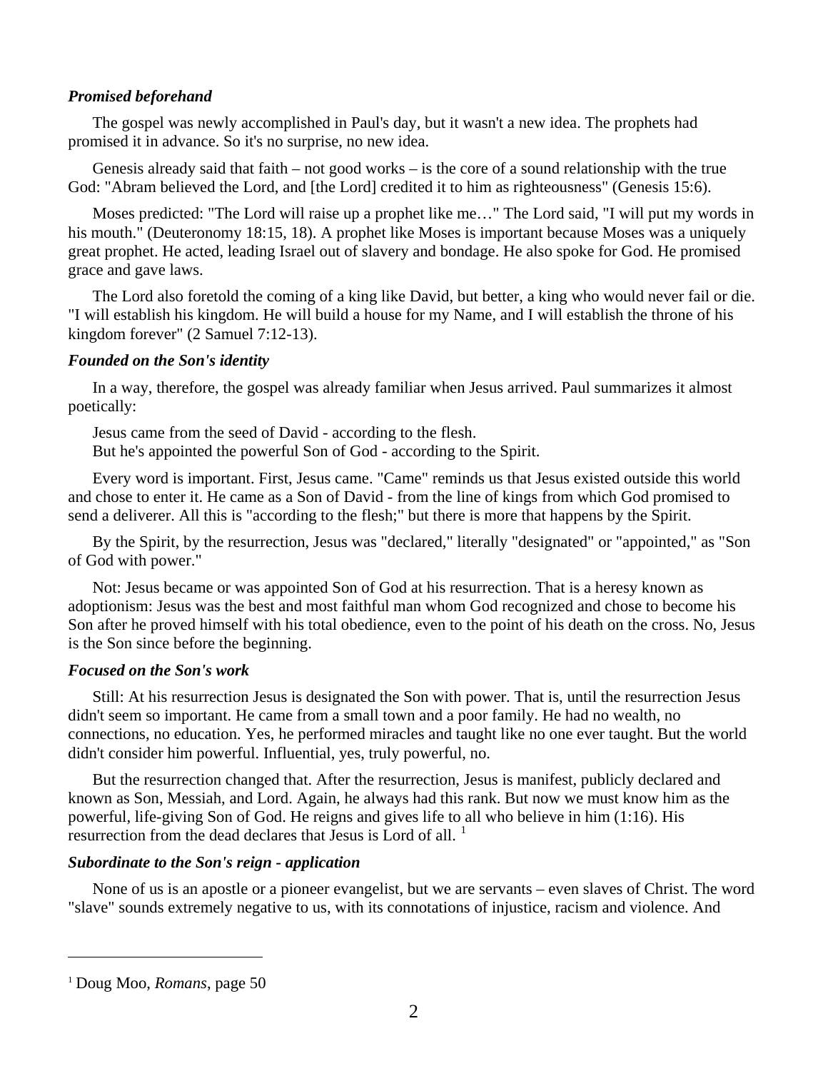***Promised beforehand***

The gospel was newly accomplished in Paul's day, but it wasn't a new idea. The prophets had promised it in advance. So it's no surprise, no new idea.

Genesis already said that faith – not good works – is the core of a sound relationship with the true God: "Abram believed the Lord, and [the Lord] credited it to him as righteousness" (Genesis 15:6).

Moses predicted: "The Lord will raise up a prophet like me…" The Lord said, "I will put my words in his mouth." (Deuteronomy 18:15, 18). A prophet like Moses is important because Moses was a uniquely great prophet. He acted, leading Israel out of slavery and bondage. He also spoke for God. He promised grace and gave laws.

The Lord also foretold the coming of a king like David, but better, a king who would never fail or die. "I will establish his kingdom. He will build a house for my Name, and I will establish the throne of his kingdom forever" (2 Samuel 7:12-13).

***Founded on the Son's identity***

In a way, therefore, the gospel was already familiar when Jesus arrived. Paul summarizes it almost poetically:

Jesus came from the seed of David - according to the flesh.
But he's appointed the powerful Son of God - according to the Spirit.

Every word is important. First, Jesus came. "Came" reminds us that Jesus existed outside this world and chose to enter it. He came as a Son of David - from the line of kings from which God promised to send a deliverer. All this is "according to the flesh;" but there is more that happens by the Spirit.

By the Spirit, by the resurrection, Jesus was "declared," literally "designated" or "appointed," as "Son of God with power."

Not: Jesus became or was appointed Son of God at his resurrection. That is a heresy known as adoptionism: Jesus was the best and most faithful man whom God recognized and chose to become his Son after he proved himself with his total obedience, even to the point of his death on the cross. No, Jesus is the Son since before the beginning.

***Focused on the Son's work***

Still: At his resurrection Jesus is designated the Son with power. That is, until the resurrection Jesus didn't seem so important. He came from a small town and a poor family. He had no wealth, no connections, no education. Yes, he performed miracles and taught like no one ever taught. But the world didn't consider him powerful. Influential, yes, truly powerful, no.

But the resurrection changed that. After the resurrection, Jesus is manifest, publicly declared and known as Son, Messiah, and Lord. Again, he always had this rank. But now we must know him as the powerful, life-giving Son of God. He reigns and gives life to all who believe in him (1:16). His resurrection from the dead declares that Jesus is Lord of all. [1]

***Subordinate to the Son's reign - application***

None of us is an apostle or a pioneer evangelist, but we are servants – even slaves of Christ. The word "slave" sounds extremely negative to us, with its connotations of injustice, racism and violence. And

---

[1] Doug Moo, *Romans*, page 50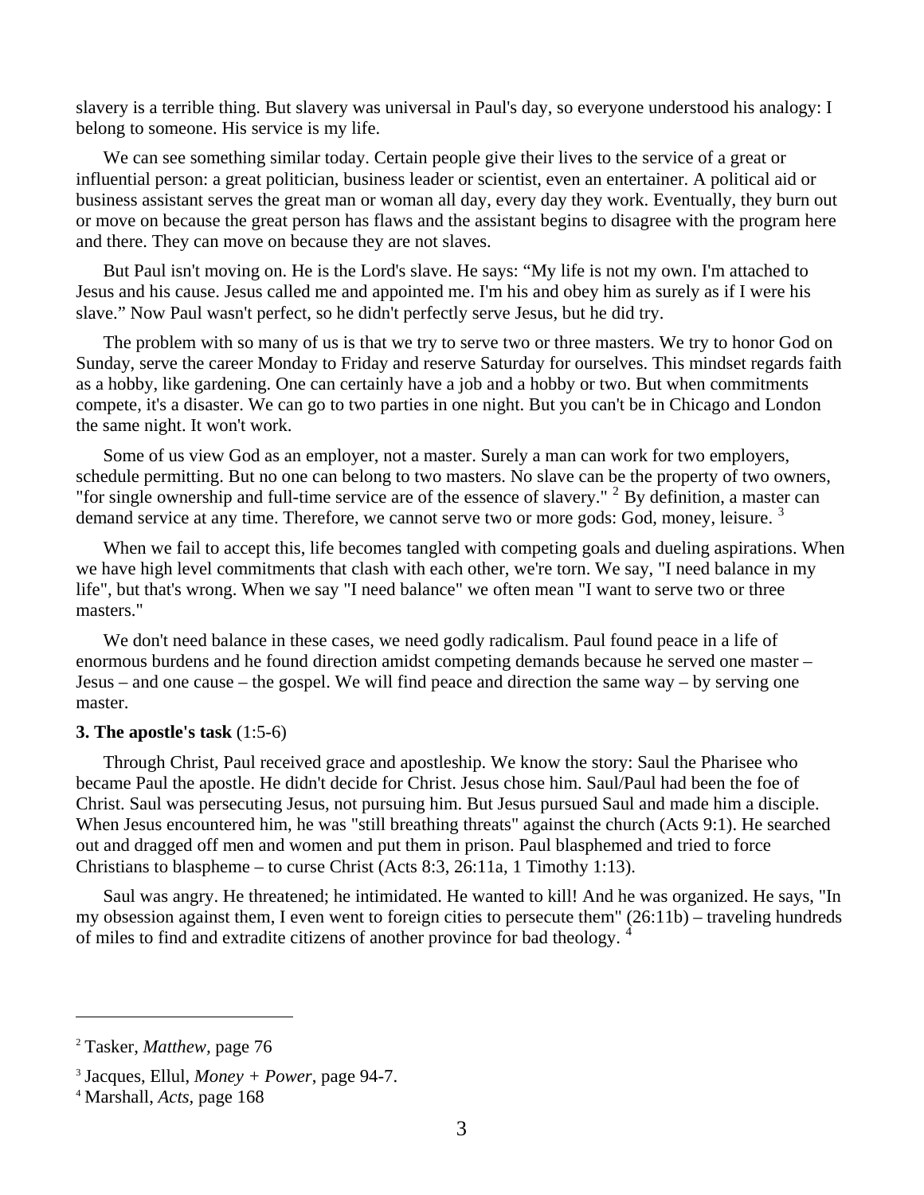slavery is a terrible thing. But slavery was universal in Paul's day, so everyone understood his analogy: I belong to someone. His service is my life.

We can see something similar today. Certain people give their lives to the service of a great or influential person: a great politician, business leader or scientist, even an entertainer. A political aid or business assistant serves the great man or woman all day, every day they work. Eventually, they burn out or move on because the great person has flaws and the assistant begins to disagree with the program here and there. They can move on because they are not slaves.

But Paul isn't moving on. He is the Lord's slave. He says: "My life is not my own. I'm attached to Jesus and his cause. Jesus called me and appointed me. I'm his and obey him as surely as if I were his slave." Now Paul wasn't perfect, so he didn't perfectly serve Jesus, but he did try.

The problem with so many of us is that we try to serve two or three masters. We try to honor God on Sunday, serve the career Monday to Friday and reserve Saturday for ourselves. This mindset regards faith as a hobby, like gardening. One can certainly have a job and a hobby or two. But when commitments compete, it's a disaster. We can go to two parties in one night. But you can't be in Chicago and London the same night. It won't work.

Some of us view God as an employer, not a master. Surely a man can work for two employers, schedule permitting. But no one can belong to two masters. No slave can be the property of two owners, "for single ownership and full-time service are of the essence of slavery." [2] By definition, a master can demand service at any time. Therefore, we cannot serve two or more gods: God, money, leisure. [3]

When we fail to accept this, life becomes tangled with competing goals and dueling aspirations. When we have high level commitments that clash with each other, we're torn. We say, "I need balance in my life", but that's wrong. When we say "I need balance" we often mean "I want to serve two or three masters."

We don't need balance in these cases, we need godly radicalism. Paul found peace in a life of enormous burdens and he found direction amidst competing demands because he served one master – Jesus – and one cause – the gospel. We will find peace and direction the same way – by serving one master.

**3. The apostle's task** (1:5-6)

Through Christ, Paul received grace and apostleship. We know the story: Saul the Pharisee who became Paul the apostle. He didn't decide for Christ. Jesus chose him. Saul/Paul had been the foe of Christ. Saul was persecuting Jesus, not pursuing him. But Jesus pursued Saul and made him a disciple. When Jesus encountered him, he was "still breathing threats" against the church (Acts 9:1). He searched out and dragged off men and women and put them in prison. Paul blasphemed and tried to force Christians to blaspheme – to curse Christ (Acts 8:3, 26:11a, 1 Timothy 1:13).

Saul was angry. He threatened; he intimidated. He wanted to kill! And he was organized. He says, "In my obsession against them, I even went to foreign cities to persecute them" (26:11b) – traveling hundreds of miles to find and extradite citizens of another province for bad theology. [4]

---

[2] Tasker, *Matthew*, page 76

[3] Jacques, Ellul, *Money + Power*, page 94-7.

[4] Marshall, *Acts*, page 168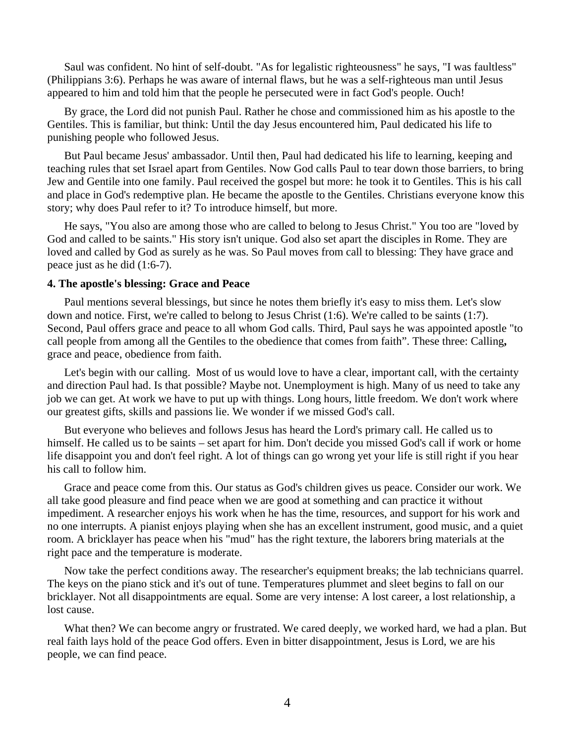Saul was confident. No hint of self-doubt. "As for legalistic righteousness" he says, "I was faultless" (Philippians 3:6). Perhaps he was aware of internal flaws, but he was a self-righteous man until Jesus appeared to him and told him that the people he persecuted were in fact God's people. Ouch!

By grace, the Lord did not punish Paul. Rather he chose and commissioned him as his apostle to the Gentiles. This is familiar, but think: Until the day Jesus encountered him, Paul dedicated his life to punishing people who followed Jesus.

But Paul became Jesus' ambassador. Until then, Paul had dedicated his life to learning, keeping and teaching rules that set Israel apart from Gentiles. Now God calls Paul to tear down those barriers, to bring Jew and Gentile into one family. Paul received the gospel but more: he took it to Gentiles. This is his call and place in God's redemptive plan. He became the apostle to the Gentiles. Christians everyone know this story; why does Paul refer to it? To introduce himself, but more.

He says, "You also are among those who are called to belong to Jesus Christ." You too are "loved by God and called to be saints." His story isn't unique. God also set apart the disciples in Rome. They are loved and called by God as surely as he was. So Paul moves from call to blessing: They have grace and peace just as he did (1:6-7).

#### 4. The apostle's blessing: Grace and Peace

Paul mentions several blessings, but since he notes them briefly it's easy to miss them. Let's slow down and notice. First, we're called to belong to Jesus Christ (1:6). We're called to be saints (1:7). Second, Paul offers grace and peace to all whom God calls. Third, Paul says he was appointed apostle "to call people from among all the Gentiles to the obedience that comes from faith". These three: Calling**,** grace and peace, obedience from faith.

Let's begin with our calling. Most of us would love to have a clear, important call, with the certainty and direction Paul had. Is that possible? Maybe not. Unemployment is high. Many of us need to take any job we can get. At work we have to put up with things. Long hours, little freedom. We don't work where our greatest gifts, skills and passions lie. We wonder if we missed God's call.

But everyone who believes and follows Jesus has heard the Lord's primary call. He called us to himself. He called us to be saints – set apart for him. Don't decide you missed God's call if work or home life disappoint you and don't feel right. A lot of things can go wrong yet your life is still right if you hear his call to follow him.

Grace and peace come from this. Our status as God's children gives us peace. Consider our work. We all take good pleasure and find peace when we are good at something and can practice it without impediment. A researcher enjoys his work when he has the time, resources, and support for his work and no one interrupts. A pianist enjoys playing when she has an excellent instrument, good music, and a quiet room. A bricklayer has peace when his "mud" has the right texture, the laborers bring materials at the right pace and the temperature is moderate.

Now take the perfect conditions away. The researcher's equipment breaks; the lab technicians quarrel. The keys on the piano stick and it's out of tune. Temperatures plummet and sleet begins to fall on our bricklayer. Not all disappointments are equal. Some are very intense: A lost career, a lost relationship, a lost cause.

What then? We can become angry or frustrated. We cared deeply, we worked hard, we had a plan. But real faith lays hold of the peace God offers. Even in bitter disappointment, Jesus is Lord, we are his people, we can find peace.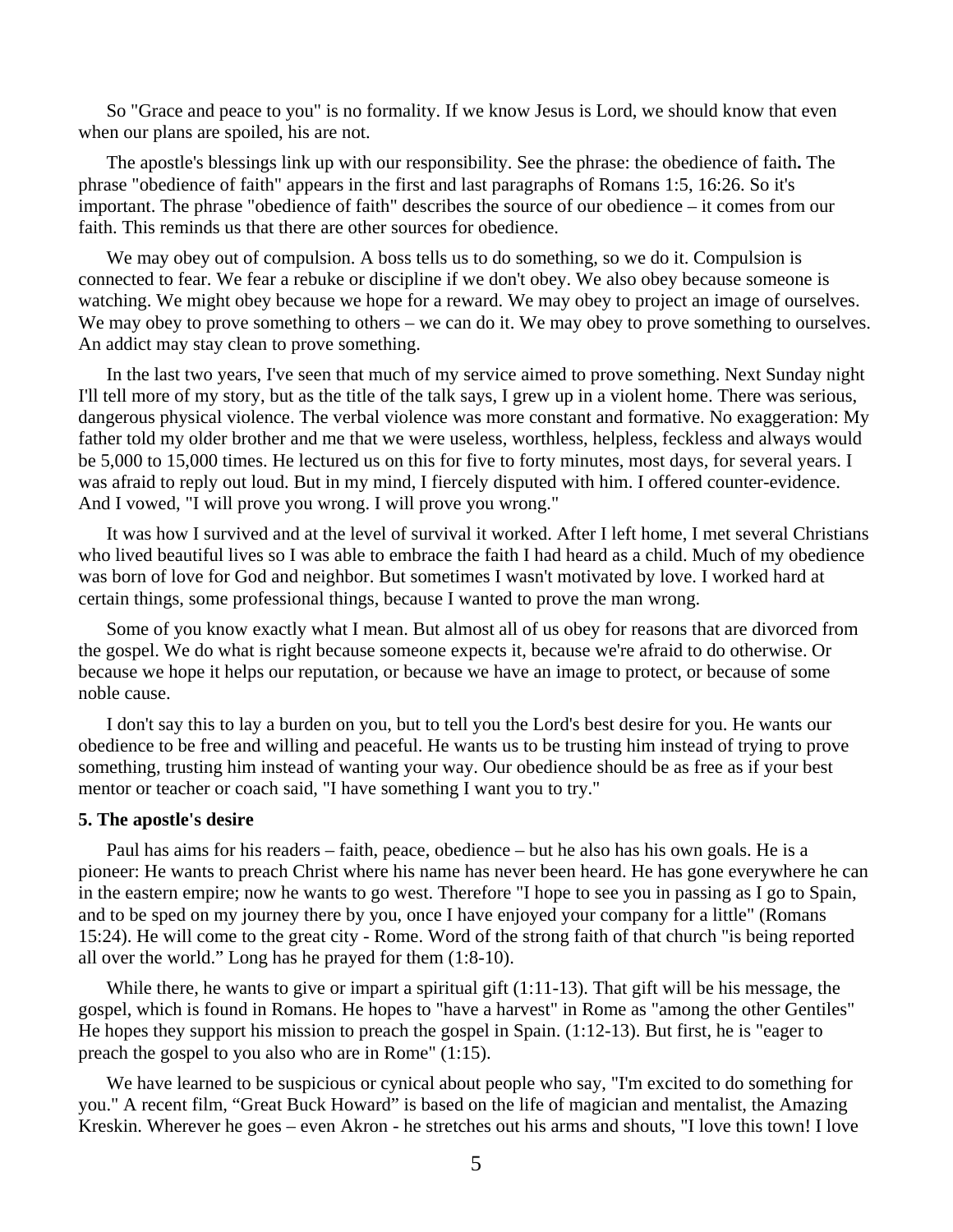So "Grace and peace to you" is no formality. If we know Jesus is Lord, we should know that even when our plans are spoiled, his are not.

The apostle's blessings link up with our responsibility. See the phrase: the obedience of faith**.** The phrase "obedience of faith" appears in the first and last paragraphs of Romans 1:5, 16:26. So it's important. The phrase "obedience of faith" describes the source of our obedience – it comes from our faith. This reminds us that there are other sources for obedience.

We may obey out of compulsion. A boss tells us to do something, so we do it. Compulsion is connected to fear. We fear a rebuke or discipline if we don't obey. We also obey because someone is watching. We might obey because we hope for a reward. We may obey to project an image of ourselves. We may obey to prove something to others – we can do it. We may obey to prove something to ourselves. An addict may stay clean to prove something.

In the last two years, I've seen that much of my service aimed to prove something. Next Sunday night I'll tell more of my story, but as the title of the talk says, I grew up in a violent home. There was serious, dangerous physical violence. The verbal violence was more constant and formative. No exaggeration: My father told my older brother and me that we were useless, worthless, helpless, feckless and always would be 5,000 to 15,000 times. He lectured us on this for five to forty minutes, most days, for several years. I was afraid to reply out loud. But in my mind, I fiercely disputed with him. I offered counter-evidence. And I vowed, "I will prove you wrong. I will prove you wrong."

It was how I survived and at the level of survival it worked. After I left home, I met several Christians who lived beautiful lives so I was able to embrace the faith I had heard as a child. Much of my obedience was born of love for God and neighbor. But sometimes I wasn't motivated by love. I worked hard at certain things, some professional things, because I wanted to prove the man wrong.

Some of you know exactly what I mean. But almost all of us obey for reasons that are divorced from the gospel. We do what is right because someone expects it, because we're afraid to do otherwise. Or because we hope it helps our reputation, or because we have an image to protect, or because of some noble cause.

I don't say this to lay a burden on you, but to tell you the Lord's best desire for you. He wants our obedience to be free and willing and peaceful. He wants us to be trusting him instead of trying to prove something, trusting him instead of wanting your way. Our obedience should be as free as if your best mentor or teacher or coach said, "I have something I want you to try."

**5. The apostle's desire**

Paul has aims for his readers – faith, peace, obedience – but he also has his own goals. He is a pioneer: He wants to preach Christ where his name has never been heard. He has gone everywhere he can in the eastern empire; now he wants to go west. Therefore "I hope to see you in passing as I go to Spain, and to be sped on my journey there by you, once I have enjoyed your company for a little" (Romans 15:24). He will come to the great city - Rome. Word of the strong faith of that church "is being reported all over the world." Long has he prayed for them (1:8-10).

While there, he wants to give or impart a spiritual gift (1:11-13). That gift will be his message, the gospel, which is found in Romans. He hopes to "have a harvest" in Rome as "among the other Gentiles" He hopes they support his mission to preach the gospel in Spain. (1:12-13). But first, he is "eager to preach the gospel to you also who are in Rome" (1:15).

We have learned to be suspicious or cynical about people who say, "I'm excited to do something for you." A recent film, "Great Buck Howard" is based on the life of magician and mentalist, the Amazing Kreskin. Wherever he goes – even Akron - he stretches out his arms and shouts, "I love this town! I love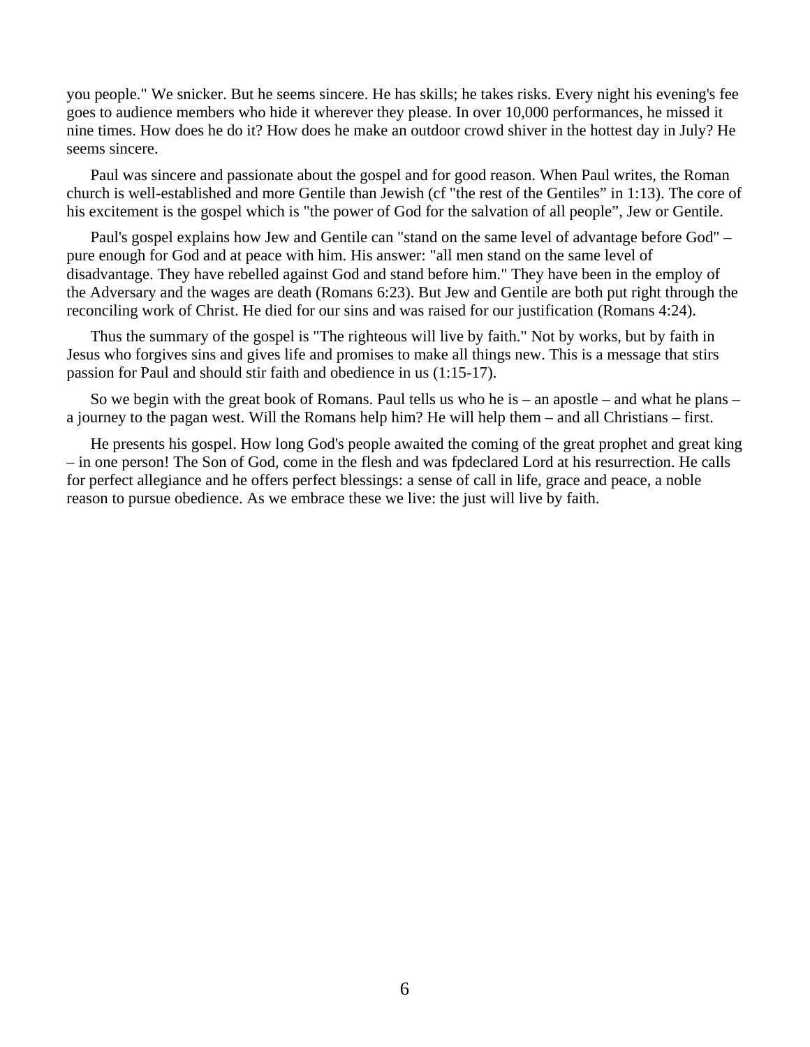you people." We snicker. But he seems sincere. He has skills; he takes risks. Every night his evening's fee goes to audience members who hide it wherever they please. In over 10,000 performances, he missed it nine times. How does he do it? How does he make an outdoor crowd shiver in the hottest day in July? He seems sincere.

Paul was sincere and passionate about the gospel and for good reason. When Paul writes, the Roman church is well-established and more Gentile than Jewish (cf "the rest of the Gentiles" in 1:13). The core of his excitement is the gospel which is "the power of God for the salvation of all people", Jew or Gentile.

Paul's gospel explains how Jew and Gentile can "stand on the same level of advantage before God" – pure enough for God and at peace with him. His answer: "all men stand on the same level of disadvantage. They have rebelled against God and stand before him." They have been in the employ of the Adversary and the wages are death (Romans 6:23). But Jew and Gentile are both put right through the reconciling work of Christ. He died for our sins and was raised for our justification (Romans 4:24).

Thus the summary of the gospel is "The righteous will live by faith." Not by works, but by faith in Jesus who forgives sins and gives life and promises to make all things new. This is a message that stirs passion for Paul and should stir faith and obedience in us (1:15-17).

So we begin with the great book of Romans. Paul tells us who he is – an apostle – and what he plans – a journey to the pagan west. Will the Romans help him? He will help them – and all Christians – first.

He presents his gospel. How long God's people awaited the coming of the great prophet and great king – in one person! The Son of God, come in the flesh and was fpdeclared Lord at his resurrection. He calls for perfect allegiance and he offers perfect blessings: a sense of call in life, grace and peace, a noble reason to pursue obedience. As we embrace these we live: the just will live by faith.